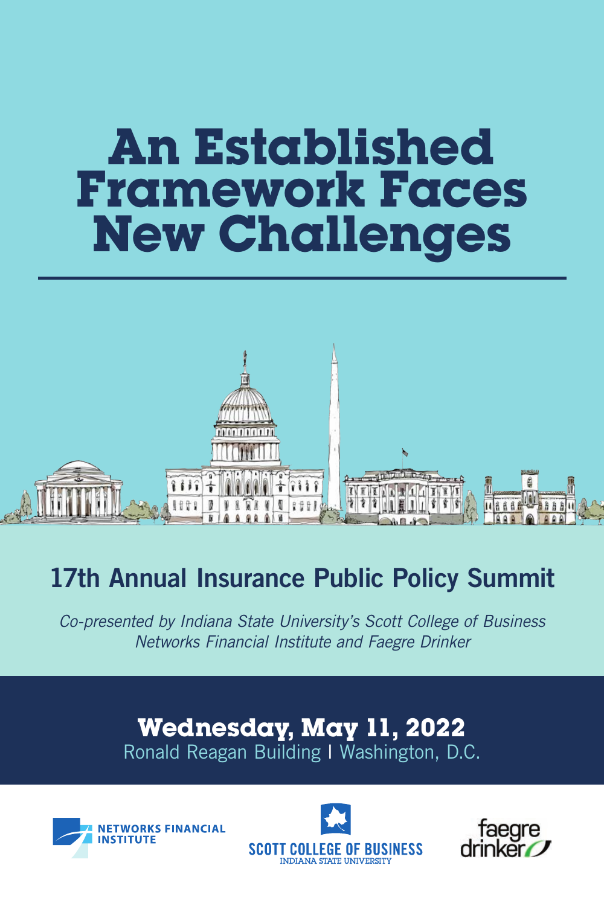# An Established Framework Faces New Challenges

## 17th Annual Insurance Public Policy Summit

*Co-presented by Indiana State University's Scott College of Business Networks Financial Institute and Faegre Drinker*

**Wednesday, May 11, 2022**

Ronald Reagan Building | Washington, D.C.

NETWORKS FINANCIAL INSTITUTE

SCOTT COLLEGE OF BUSINESS
INDIANA STATE UNIVERSITY

faegre drinker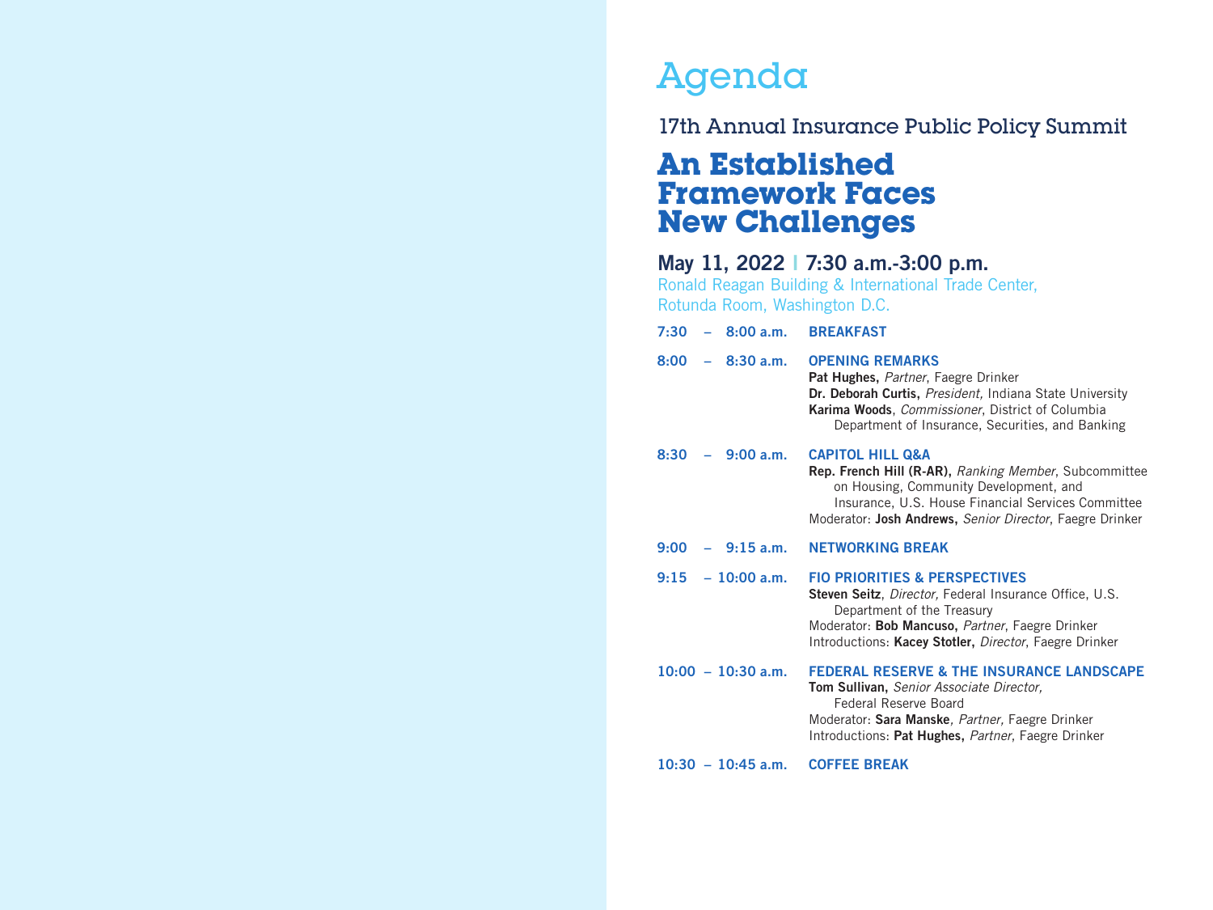# Agenda

## 17th Annual Insurance Public Policy Summit

# An Established Framework Faces New Challenges

### May 11, 2022 | 7:30 a.m.-3:00 p.m.

Ronald Reagan Building & International Trade Center,
Rotunda Room, Washington D.C.

**7:30 – 8:00 a.m.** **BREAKFAST**

**8:00 – 8:30 a.m.** **OPENING REMARKS**
**Pat Hughes,** *Partner*, Faegre Drinker
**Dr. Deborah Curtis,** *President,* Indiana State University
**Karima Woods**, *Commissioner*, District of Columbia Department of Insurance, Securities, and Banking

**8:30 – 9:00 a.m.** **CAPITOL HILL Q&A**
**Rep. French Hill (R-AR),** *Ranking Member*, Subcommittee on Housing, Community Development, and Insurance, U.S. House Financial Services Committee
Moderator: **Josh Andrews,** *Senior Director*, Faegre Drinker

**9:00 – 9:15 a.m.** **NETWORKING BREAK**

**9:15 – 10:00 a.m.** **FIO PRIORITIES & PERSPECTIVES**
**Steven Seitz**, *Director,* Federal Insurance Office, U.S. Department of the Treasury
Moderator: **Bob Mancuso,** *Partner*, Faegre Drinker
Introductions: **Kacey Stotler,** *Director*, Faegre Drinker

**10:00 – 10:30 a.m.** **FEDERAL RESERVE & THE INSURANCE LANDSCAPE**
**Tom Sullivan,** *Senior Associate Director,* Federal Reserve Board
Moderator: **Sara Manske***, Partner,* Faegre Drinker
Introductions: **Pat Hughes,** *Partner*, Faegre Drinker

**10:30 – 10:45 a.m.** **COFFEE BREAK**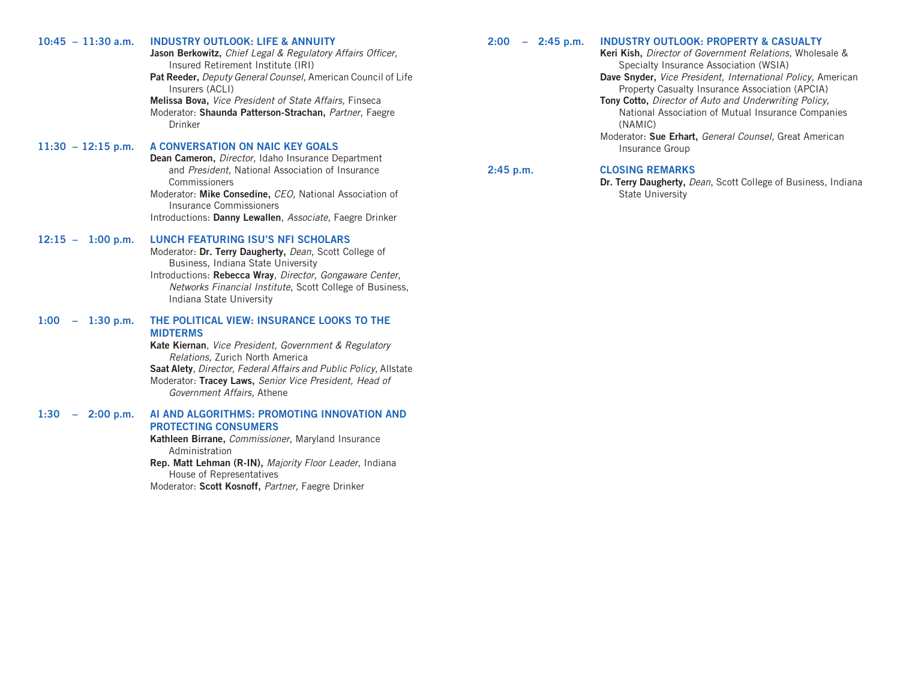**10:45 – 11:30 a.m.**

### INDUSTRY OUTLOOK: LIFE & ANNUITY

**Jason Berkowitz,** *Chief Legal & Regulatory Affairs Officer,* Insured Retirement Institute (IRI)

**Pat Reeder,** *Deputy General Counsel,* American Council of Life Insurers (ACLI)

**Melissa Bova,** *Vice President of State Affairs,* Finseca

Moderator: **Shaunda Patterson-Strachan,** *Partner*, Faegre Drinker

**11:30 – 12:15 p.m.**

### A CONVERSATION ON NAIC KEY GOALS

**Dean Cameron,** *Director,* Idaho Insurance Department and *President,* National Association of Insurance Commissioners

Moderator: **Mike Consedine,** *CEO,* National Association of Insurance Commissioners

Introductions: **Danny Lewallen**, *Associate*, Faegre Drinker

**12:15 – 1:00 p.m.**

### LUNCH FEATURING ISU'S NFI SCHOLARS

Moderator: **Dr. Terry Daugherty,** *Dean*, Scott College of Business, Indiana State University

Introductions: **Rebecca Wray**, *Director, Gongaware Center, Networks Financial Institute*, Scott College of Business, Indiana State University

**1:00 – 1:30 p.m.**

### THE POLITICAL VIEW: INSURANCE LOOKS TO THE MIDTERMS

**Kate Kiernan**, *Vice President, Government & Regulatory Relations,* Zurich North America

**Saat Alety**, *Director, Federal Affairs and Public Policy,* Allstate

Moderator: **Tracey Laws,** *Senior Vice President, Head of Government Affairs,* Athene

**1:30 – 2:00 p.m.**

### AI AND ALGORITHMS: PROMOTING INNOVATION AND PROTECTING CONSUMERS

**Kathleen Birrane,** *Commissioner,* Maryland Insurance Administration

**Rep. Matt Lehman (R-IN),** *Majority Floor Leader,* Indiana House of Representatives

Moderator: **Scott Kosnoff,** *Partner,* Faegre Drinker

**2:00 – 2:45 p.m.**

### INDUSTRY OUTLOOK: PROPERTY & CASUALTY

**Keri Kish,** *Director of Government Relations,* Wholesale & Specialty Insurance Association (WSIA)

**Dave Snyder,** *Vice President, International Policy,* American Property Casualty Insurance Association (APCIA)

**Tony Cotto,** *Director of Auto and Underwriting Policy,* National Association of Mutual Insurance Companies (NAMIC)

Moderator: **Sue Erhart,** *General Counsel,* Great American Insurance Group

**2:45 p.m.**

### CLOSING REMARKS

**Dr. Terry Daugherty,** *Dean*, Scott College of Business, Indiana State University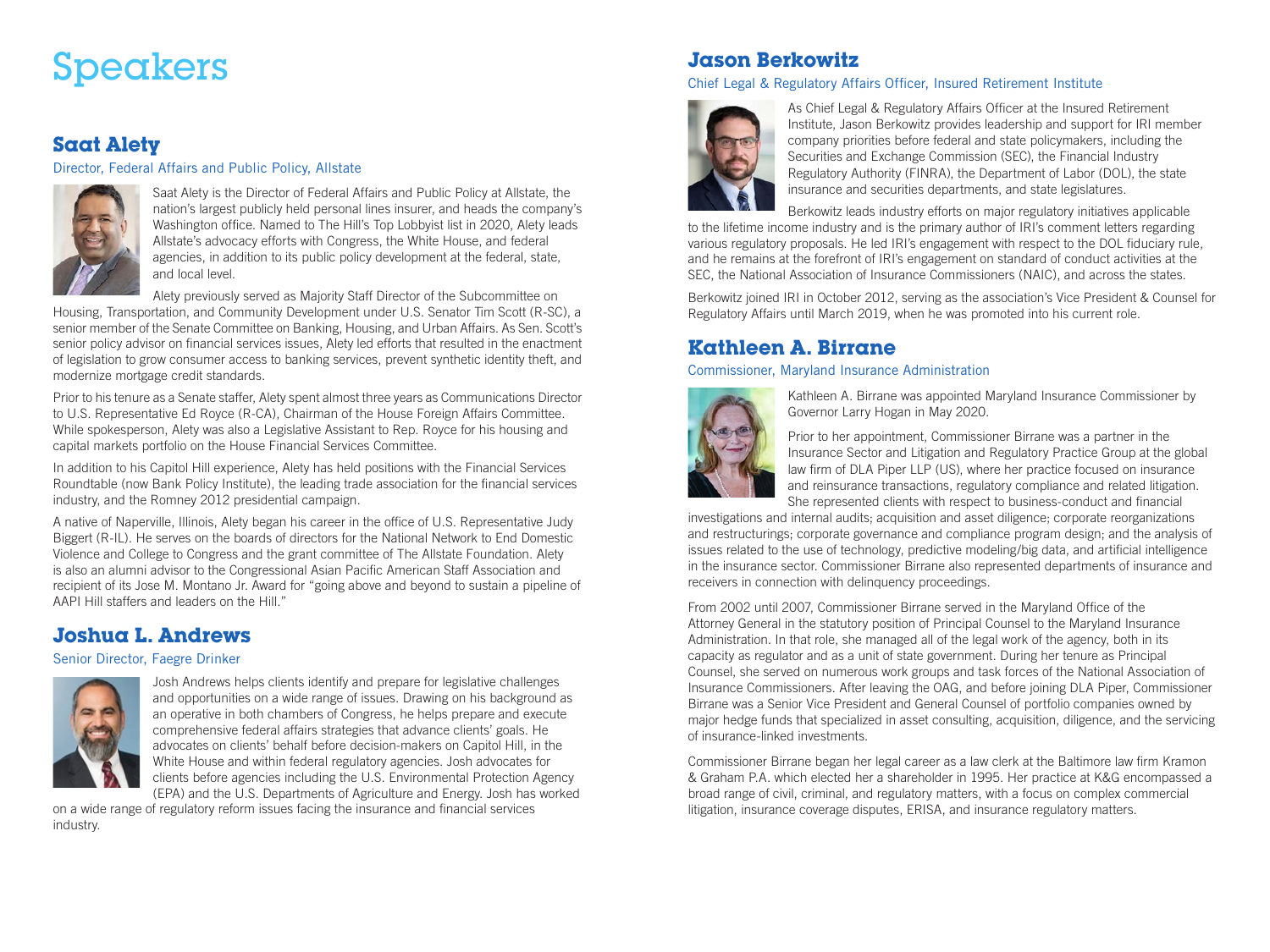# Speakers

## Saat Alety

Director, Federal Affairs and Public Policy, Allstate

Saat Alety is the Director of Federal Affairs and Public Policy at Allstate, the nation's largest publicly held personal lines insurer, and heads the company's Washington office. Named to The Hill's Top Lobbyist list in 2020, Alety leads Allstate's advocacy efforts with Congress, the White House, and federal agencies, in addition to its public policy development at the federal, state, and local level.

Alety previously served as Majority Staff Director of the Subcommittee on Housing, Transportation, and Community Development under U.S. Senator Tim Scott (R-SC), a senior member of the Senate Committee on Banking, Housing, and Urban Affairs. As Sen. Scott's senior policy advisor on financial services issues, Alety led efforts that resulted in the enactment of legislation to grow consumer access to banking services, prevent synthetic identity theft, and modernize mortgage credit standards.

Prior to his tenure as a Senate staffer, Alety spent almost three years as Communications Director to U.S. Representative Ed Royce (R-CA), Chairman of the House Foreign Affairs Committee. While spokesperson, Alety was also a Legislative Assistant to Rep. Royce for his housing and capital markets portfolio on the House Financial Services Committee.

In addition to his Capitol Hill experience, Alety has held positions with the Financial Services Roundtable (now Bank Policy Institute), the leading trade association for the financial services industry, and the Romney 2012 presidential campaign.

A native of Naperville, Illinois, Alety began his career in the office of U.S. Representative Judy Biggert (R-IL). He serves on the boards of directors for the National Network to End Domestic Violence and College to Congress and the grant committee of The Allstate Foundation. Alety is also an alumni advisor to the Congressional Asian Pacific American Staff Association and recipient of its Jose M. Montano Jr. Award for "going above and beyond to sustain a pipeline of AAPI Hill staffers and leaders on the Hill."

## Joshua L. Andrews

Senior Director, Faegre Drinker

Josh Andrews helps clients identify and prepare for legislative challenges and opportunities on a wide range of issues. Drawing on his background as an operative in both chambers of Congress, he helps prepare and execute comprehensive federal affairs strategies that advance clients' goals. He advocates on clients' behalf before decision-makers on Capitol Hill, in the White House and within federal regulatory agencies. Josh advocates for clients before agencies including the U.S. Environmental Protection Agency (EPA) and the U.S. Departments of Agriculture and Energy. Josh has worked on a wide range of regulatory reform issues facing the insurance and financial services industry.

## Jason Berkowitz

Chief Legal & Regulatory Affairs Officer, Insured Retirement Institute

As Chief Legal & Regulatory Affairs Officer at the Insured Retirement Institute, Jason Berkowitz provides leadership and support for IRI member company priorities before federal and state policymakers, including the Securities and Exchange Commission (SEC), the Financial Industry Regulatory Authority (FINRA), the Department of Labor (DOL), the state insurance and securities departments, and state legislatures.

Berkowitz leads industry efforts on major regulatory initiatives applicable to the lifetime income industry and is the primary author of IRI's comment letters regarding various regulatory proposals. He led IRI's engagement with respect to the DOL fiduciary rule, and he remains at the forefront of IRI's engagement on standard of conduct activities at the SEC, the National Association of Insurance Commissioners (NAIC), and across the states.

Berkowitz joined IRI in October 2012, serving as the association's Vice President & Counsel for Regulatory Affairs until March 2019, when he was promoted into his current role.

## Kathleen A. Birrane

Commissioner, Maryland Insurance Administration

Kathleen A. Birrane was appointed Maryland Insurance Commissioner by Governor Larry Hogan in May 2020.

Prior to her appointment, Commissioner Birrane was a partner in the Insurance Sector and Litigation and Regulatory Practice Group at the global law firm of DLA Piper LLP (US), where her practice focused on insurance and reinsurance transactions, regulatory compliance and related litigation. She represented clients with respect to business-conduct and financial investigations and internal audits; acquisition and asset diligence; corporate reorganizations and restructurings; corporate governance and compliance program design; and the analysis of issues related to the use of technology, predictive modeling/big data, and artificial intelligence in the insurance sector. Commissioner Birrane also represented departments of insurance and receivers in connection with delinquency proceedings.

From 2002 until 2007, Commissioner Birrane served in the Maryland Office of the Attorney General in the statutory position of Principal Counsel to the Maryland Insurance Administration. In that role, she managed all of the legal work of the agency, both in its capacity as regulator and as a unit of state government. During her tenure as Principal Counsel, she served on numerous work groups and task forces of the National Association of Insurance Commissioners. After leaving the OAG, and before joining DLA Piper, Commissioner Birrane was a Senior Vice President and General Counsel of portfolio companies owned by major hedge funds that specialized in asset consulting, acquisition, diligence, and the servicing of insurance-linked investments.

Commissioner Birrane began her legal career as a law clerk at the Baltimore law firm Kramon & Graham P.A. which elected her a shareholder in 1995. Her practice at K&G encompassed a broad range of civil, criminal, and regulatory matters, with a focus on complex commercial litigation, insurance coverage disputes, ERISA, and insurance regulatory matters.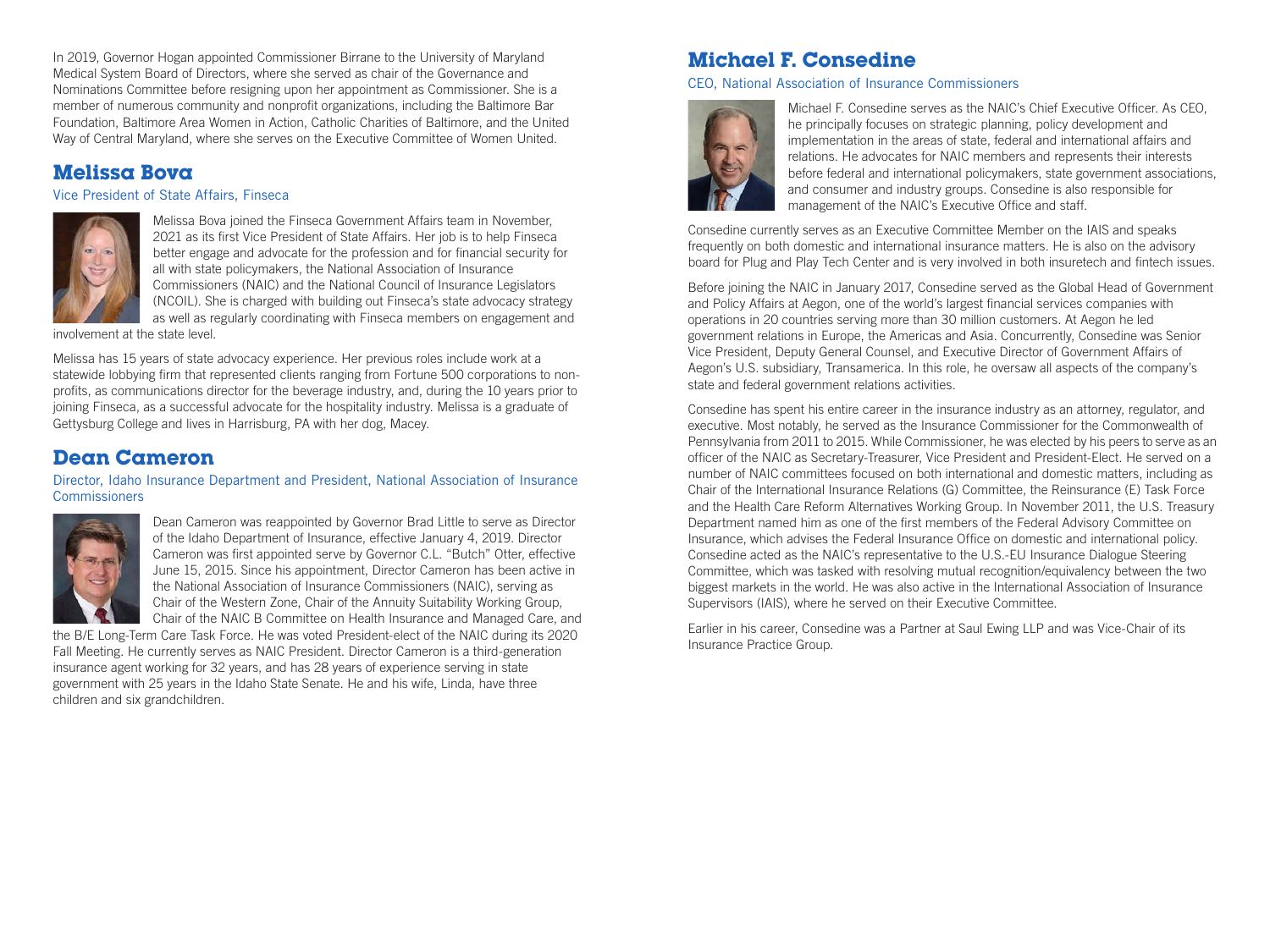In 2019, Governor Hogan appointed Commissioner Birrane to the University of Maryland Medical System Board of Directors, where she served as chair of the Governance and Nominations Committee before resigning upon her appointment as Commissioner. She is a member of numerous community and nonprofit organizations, including the Baltimore Bar Foundation, Baltimore Area Women in Action, Catholic Charities of Baltimore, and the United Way of Central Maryland, where she serves on the Executive Committee of Women United.

## Melissa Bova

Vice President of State Affairs, Finseca

Melissa Bova joined the Finseca Government Affairs team in November, 2021 as its first Vice President of State Affairs. Her job is to help Finseca better engage and advocate for the profession and for financial security for all with state policymakers, the National Association of Insurance Commissioners (NAIC) and the National Council of Insurance Legislators (NCOIL). She is charged with building out Finseca's state advocacy strategy as well as regularly coordinating with Finseca members on engagement and involvement at the state level.

Melissa has 15 years of state advocacy experience. Her previous roles include work at a statewide lobbying firm that represented clients ranging from Fortune 500 corporations to non-profits, as communications director for the beverage industry, and, during the 10 years prior to joining Finseca, as a successful advocate for the hospitality industry. Melissa is a graduate of Gettysburg College and lives in Harrisburg, PA with her dog, Macey.

## Dean Cameron

Director, Idaho Insurance Department and President, National Association of Insurance Commissioners

Dean Cameron was reappointed by Governor Brad Little to serve as Director of the Idaho Department of Insurance, effective January 4, 2019. Director Cameron was first appointed serve by Governor C.L. "Butch" Otter, effective June 15, 2015. Since his appointment, Director Cameron has been active in the National Association of Insurance Commissioners (NAIC), serving as Chair of the Western Zone, Chair of the Annuity Suitability Working Group, Chair of the NAIC B Committee on Health Insurance and Managed Care, and the B/E Long-Term Care Task Force. He was voted President-elect of the NAIC during its 2020 Fall Meeting. He currently serves as NAIC President. Director Cameron is a third-generation insurance agent working for 32 years, and has 28 years of experience serving in state government with 25 years in the Idaho State Senate. He and his wife, Linda, have three children and six grandchildren.

## Michael F. Consedine

CEO, National Association of Insurance Commissioners

Michael F. Consedine serves as the NAIC's Chief Executive Officer. As CEO, he principally focuses on strategic planning, policy development and implementation in the areas of state, federal and international affairs and relations. He advocates for NAIC members and represents their interests before federal and international policymakers, state government associations, and consumer and industry groups. Consedine is also responsible for management of the NAIC's Executive Office and staff.

Consedine currently serves as an Executive Committee Member on the IAIS and speaks frequently on both domestic and international insurance matters. He is also on the advisory board for Plug and Play Tech Center and is very involved in both insuretech and fintech issues.

Before joining the NAIC in January 2017, Consedine served as the Global Head of Government and Policy Affairs at Aegon, one of the world's largest financial services companies with operations in 20 countries serving more than 30 million customers. At Aegon he led government relations in Europe, the Americas and Asia. Concurrently, Consedine was Senior Vice President, Deputy General Counsel, and Executive Director of Government Affairs of Aegon's U.S. subsidiary, Transamerica. In this role, he oversaw all aspects of the company's state and federal government relations activities.

Consedine has spent his entire career in the insurance industry as an attorney, regulator, and executive. Most notably, he served as the Insurance Commissioner for the Commonwealth of Pennsylvania from 2011 to 2015. While Commissioner, he was elected by his peers to serve as an officer of the NAIC as Secretary-Treasurer, Vice President and President-Elect. He served on a number of NAIC committees focused on both international and domestic matters, including as Chair of the International Insurance Relations (G) Committee, the Reinsurance (E) Task Force and the Health Care Reform Alternatives Working Group. In November 2011, the U.S. Treasury Department named him as one of the first members of the Federal Advisory Committee on Insurance, which advises the Federal Insurance Office on domestic and international policy. Consedine acted as the NAIC's representative to the U.S.-EU Insurance Dialogue Steering Committee, which was tasked with resolving mutual recognition/equivalency between the two biggest markets in the world. He was also active in the International Association of Insurance Supervisors (IAIS), where he served on their Executive Committee.

Earlier in his career, Consedine was a Partner at Saul Ewing LLP and was Vice-Chair of its Insurance Practice Group.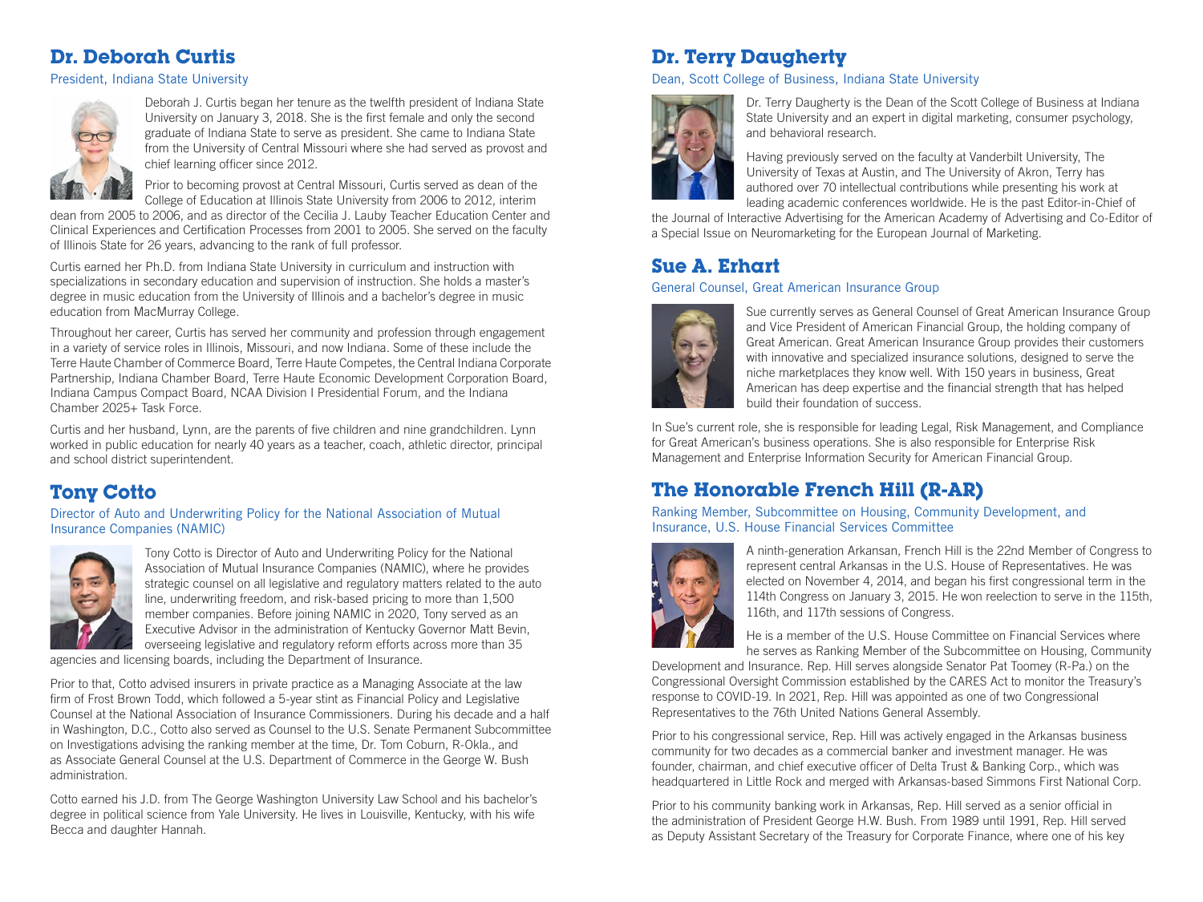## Dr. Deborah Curtis

President, Indiana State University

Deborah J. Curtis began her tenure as the twelfth president of Indiana State University on January 3, 2018. She is the first female and only the second graduate of Indiana State to serve as president. She came to Indiana State from the University of Central Missouri where she had served as provost and chief learning officer since 2012.

Prior to becoming provost at Central Missouri, Curtis served as dean of the College of Education at Illinois State University from 2006 to 2012, interim dean from 2005 to 2006, and as director of the Cecilia J. Lauby Teacher Education Center and Clinical Experiences and Certification Processes from 2001 to 2005. She served on the faculty of Illinois State for 26 years, advancing to the rank of full professor.

Curtis earned her Ph.D. from Indiana State University in curriculum and instruction with specializations in secondary education and supervision of instruction. She holds a master's degree in music education from the University of Illinois and a bachelor's degree in music education from MacMurray College.

Throughout her career, Curtis has served her community and profession through engagement in a variety of service roles in Illinois, Missouri, and now Indiana. Some of these include the Terre Haute Chamber of Commerce Board, Terre Haute Competes, the Central Indiana Corporate Partnership, Indiana Chamber Board, Terre Haute Economic Development Corporation Board, Indiana Campus Compact Board, NCAA Division I Presidential Forum, and the Indiana Chamber 2025+ Task Force.

Curtis and her husband, Lynn, are the parents of five children and nine grandchildren. Lynn worked in public education for nearly 40 years as a teacher, coach, athletic director, principal and school district superintendent.

## Tony Cotto

Director of Auto and Underwriting Policy for the National Association of Mutual Insurance Companies (NAMIC)

Tony Cotto is Director of Auto and Underwriting Policy for the National Association of Mutual Insurance Companies (NAMIC), where he provides strategic counsel on all legislative and regulatory matters related to the auto line, underwriting freedom, and risk-based pricing to more than 1,500 member companies. Before joining NAMIC in 2020, Tony served as an Executive Advisor in the administration of Kentucky Governor Matt Bevin, overseeing legislative and regulatory reform efforts across more than 35 agencies and licensing boards, including the Department of Insurance.

Prior to that, Cotto advised insurers in private practice as a Managing Associate at the law firm of Frost Brown Todd, which followed a 5-year stint as Financial Policy and Legislative Counsel at the National Association of Insurance Commissioners. During his decade and a half in Washington, D.C., Cotto also served as Counsel to the U.S. Senate Permanent Subcommittee on Investigations advising the ranking member at the time, Dr. Tom Coburn, R-Okla., and as Associate General Counsel at the U.S. Department of Commerce in the George W. Bush administration.

Cotto earned his J.D. from The George Washington University Law School and his bachelor's degree in political science from Yale University. He lives in Louisville, Kentucky, with his wife Becca and daughter Hannah.

## Dr. Terry Daugherty

Dean, Scott College of Business, Indiana State University

Dr. Terry Daugherty is the Dean of the Scott College of Business at Indiana State University and an expert in digital marketing, consumer psychology, and behavioral research.

Having previously served on the faculty at Vanderbilt University, The University of Texas at Austin, and The University of Akron, Terry has authored over 70 intellectual contributions while presenting his work at leading academic conferences worldwide. He is the past Editor-in-Chief of the Journal of Interactive Advertising for the American Academy of Advertising and Co-Editor of a Special Issue on Neuromarketing for the European Journal of Marketing.

## Sue A. Erhart

General Counsel, Great American Insurance Group

Sue currently serves as General Counsel of Great American Insurance Group and Vice President of American Financial Group, the holding company of Great American. Great American Insurance Group provides their customers with innovative and specialized insurance solutions, designed to serve the niche marketplaces they know well. With 150 years in business, Great American has deep expertise and the financial strength that has helped build their foundation of success.

In Sue's current role, she is responsible for leading Legal, Risk Management, and Compliance for Great American's business operations. She is also responsible for Enterprise Risk Management and Enterprise Information Security for American Financial Group.

## The Honorable French Hill (R-AR)

Ranking Member, Subcommittee on Housing, Community Development, and Insurance, U.S. House Financial Services Committee

A ninth-generation Arkansan, French Hill is the 22nd Member of Congress to represent central Arkansas in the U.S. House of Representatives. He was elected on November 4, 2014, and began his first congressional term in the 114th Congress on January 3, 2015. He won reelection to serve in the 115th, 116th, and 117th sessions of Congress.

He is a member of the U.S. House Committee on Financial Services where he serves as Ranking Member of the Subcommittee on Housing, Community Development and Insurance. Rep. Hill serves alongside Senator Pat Toomey (R-Pa.) on the Congressional Oversight Commission established by the CARES Act to monitor the Treasury's response to COVID-19. In 2021, Rep. Hill was appointed as one of two Congressional Representatives to the 76th United Nations General Assembly.

Prior to his congressional service, Rep. Hill was actively engaged in the Arkansas business community for two decades as a commercial banker and investment manager. He was founder, chairman, and chief executive officer of Delta Trust & Banking Corp., which was headquartered in Little Rock and merged with Arkansas-based Simmons First National Corp.

Prior to his community banking work in Arkansas, Rep. Hill served as a senior official in the administration of President George H.W. Bush. From 1989 until 1991, Rep. Hill served as Deputy Assistant Secretary of the Treasury for Corporate Finance, where one of his key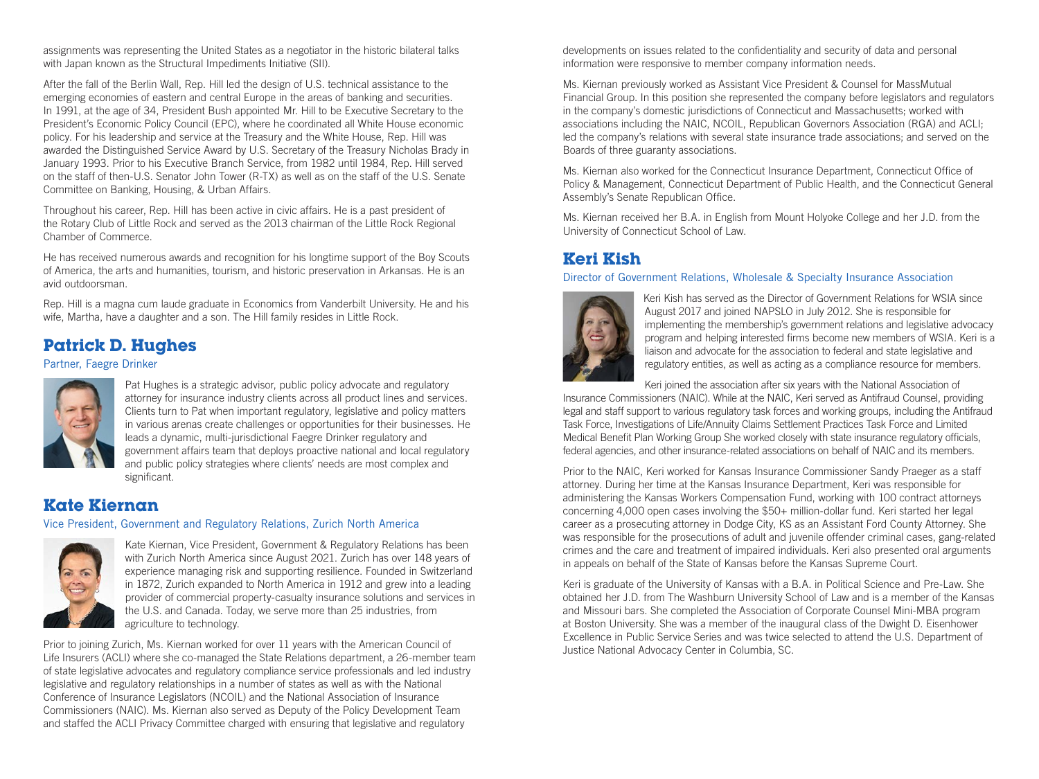assignments was representing the United States as a negotiator in the historic bilateral talks with Japan known as the Structural Impediments Initiative (SII).

After the fall of the Berlin Wall, Rep. Hill led the design of U.S. technical assistance to the emerging economies of eastern and central Europe in the areas of banking and securities. In 1991, at the age of 34, President Bush appointed Mr. Hill to be Executive Secretary to the President's Economic Policy Council (EPC), where he coordinated all White House economic policy. For his leadership and service at the Treasury and the White House, Rep. Hill was awarded the Distinguished Service Award by U.S. Secretary of the Treasury Nicholas Brady in January 1993. Prior to his Executive Branch Service, from 1982 until 1984, Rep. Hill served on the staff of then-U.S. Senator John Tower (R-TX) as well as on the staff of the U.S. Senate Committee on Banking, Housing, & Urban Affairs.

Throughout his career, Rep. Hill has been active in civic affairs. He is a past president of the Rotary Club of Little Rock and served as the 2013 chairman of the Little Rock Regional Chamber of Commerce.

He has received numerous awards and recognition for his longtime support of the Boy Scouts of America, the arts and humanities, tourism, and historic preservation in Arkansas. He is an avid outdoorsman.

Rep. Hill is a magna cum laude graduate in Economics from Vanderbilt University. He and his wife, Martha, have a daughter and a son. The Hill family resides in Little Rock.

## Patrick D. Hughes

Partner, Faegre Drinker

Pat Hughes is a strategic advisor, public policy advocate and regulatory attorney for insurance industry clients across all product lines and services. Clients turn to Pat when important regulatory, legislative and policy matters in various arenas create challenges or opportunities for their businesses. He leads a dynamic, multi-jurisdictional Faegre Drinker regulatory and government affairs team that deploys proactive national and local regulatory and public policy strategies where clients' needs are most complex and significant.

## Kate Kiernan

Vice President, Government and Regulatory Relations, Zurich North America

Kate Kiernan, Vice President, Government & Regulatory Relations has been with Zurich North America since August 2021. Zurich has over 148 years of experience managing risk and supporting resilience. Founded in Switzerland in 1872, Zurich expanded to North America in 1912 and grew into a leading provider of commercial property-casualty insurance solutions and services in the U.S. and Canada. Today, we serve more than 25 industries, from agriculture to technology.

Prior to joining Zurich, Ms. Kiernan worked for over 11 years with the American Council of Life Insurers (ACLI) where she co-managed the State Relations department, a 26-member team of state legislative advocates and regulatory compliance service professionals and led industry legislative and regulatory relationships in a number of states as well as with the National Conference of Insurance Legislators (NCOIL) and the National Association of Insurance Commissioners (NAIC). Ms. Kiernan also served as Deputy of the Policy Development Team and staffed the ACLI Privacy Committee charged with ensuring that legislative and regulatory developments on issues related to the confidentiality and security of data and personal information were responsive to member company information needs.

Ms. Kiernan previously worked as Assistant Vice President & Counsel for MassMutual Financial Group. In this position she represented the company before legislators and regulators in the company's domestic jurisdictions of Connecticut and Massachusetts; worked with associations including the NAIC, NCOIL, Republican Governors Association (RGA) and ACLI; led the company's relations with several state insurance trade associations; and served on the Boards of three guaranty associations.

Ms. Kiernan also worked for the Connecticut Insurance Department, Connecticut Office of Policy & Management, Connecticut Department of Public Health, and the Connecticut General Assembly's Senate Republican Office.

Ms. Kiernan received her B.A. in English from Mount Holyoke College and her J.D. from the University of Connecticut School of Law.

## Keri Kish

Director of Government Relations, Wholesale & Specialty Insurance Association

Keri Kish has served as the Director of Government Relations for WSIA since August 2017 and joined NAPSLO in July 2012. She is responsible for implementing the membership's government relations and legislative advocacy program and helping interested firms become new members of WSIA. Keri is a liaison and advocate for the association to federal and state legislative and regulatory entities, as well as acting as a compliance resource for members.

Keri joined the association after six years with the National Association of Insurance Commissioners (NAIC). While at the NAIC, Keri served as Antifraud Counsel, providing legal and staff support to various regulatory task forces and working groups, including the Antifraud Task Force, Investigations of Life/Annuity Claims Settlement Practices Task Force and Limited Medical Benefit Plan Working Group She worked closely with state insurance regulatory officials, federal agencies, and other insurance-related associations on behalf of NAIC and its members.

Prior to the NAIC, Keri worked for Kansas Insurance Commissioner Sandy Praeger as a staff attorney. During her time at the Kansas Insurance Department, Keri was responsible for administering the Kansas Workers Compensation Fund, working with 100 contract attorneys concerning 4,000 open cases involving the $50+ million-dollar fund. Keri started her legal career as a prosecuting attorney in Dodge City, KS as an Assistant Ford County Attorney. She was responsible for the prosecutions of adult and juvenile offender criminal cases, gang-related crimes and the care and treatment of impaired individuals. Keri also presented oral arguments in appeals on behalf of the State of Kansas before the Kansas Supreme Court.

Keri is graduate of the University of Kansas with a B.A. in Political Science and Pre-Law. She obtained her J.D. from The Washburn University School of Law and is a member of the Kansas and Missouri bars. She completed the Association of Corporate Counsel Mini-MBA program at Boston University. She was a member of the inaugural class of the Dwight D. Eisenhower Excellence in Public Service Series and was twice selected to attend the U.S. Department of Justice National Advocacy Center in Columbia, SC.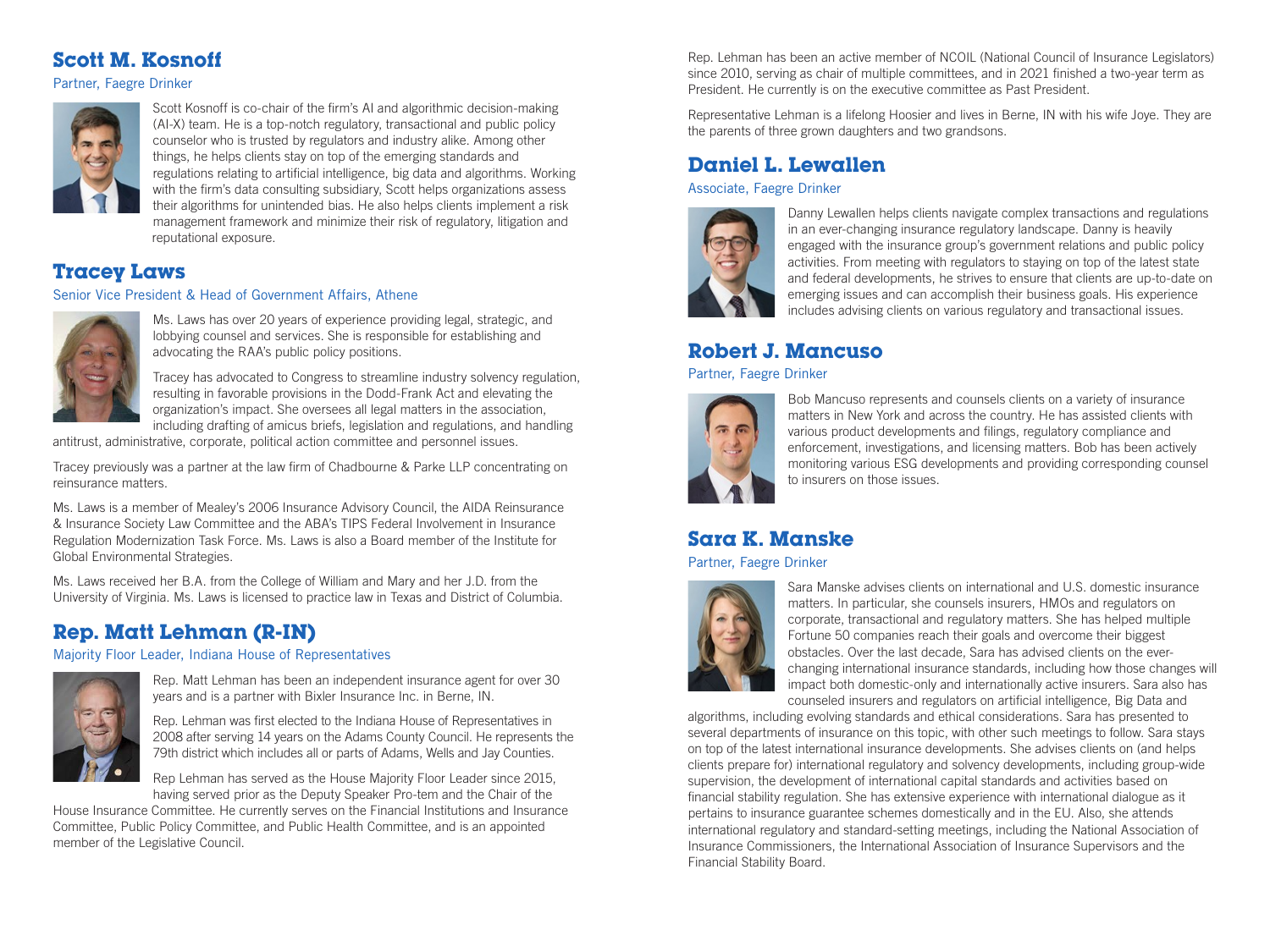## Scott M. Kosnoff

Partner, Faegre Drinker

Scott Kosnoff is co-chair of the firm's AI and algorithmic decision-making (AI-X) team. He is a top-notch regulatory, transactional and public policy counselor who is trusted by regulators and industry alike. Among other things, he helps clients stay on top of the emerging standards and regulations relating to artificial intelligence, big data and algorithms. Working with the firm's data consulting subsidiary, Scott helps organizations assess their algorithms for unintended bias. He also helps clients implement a risk management framework and minimize their risk of regulatory, litigation and reputational exposure.

## Tracey Laws

Senior Vice President & Head of Government Affairs, Athene

Ms. Laws has over 20 years of experience providing legal, strategic, and lobbying counsel and services. She is responsible for establishing and advocating the RAA's public policy positions.

Tracey has advocated to Congress to streamline industry solvency regulation, resulting in favorable provisions in the Dodd-Frank Act and elevating the organization's impact. She oversees all legal matters in the association, including drafting of amicus briefs, legislation and regulations, and handling antitrust, administrative, corporate, political action committee and personnel issues.

Tracey previously was a partner at the law firm of Chadbourne & Parke LLP concentrating on reinsurance matters.

Ms. Laws is a member of Mealey's 2006 Insurance Advisory Council, the AIDA Reinsurance & Insurance Society Law Committee and the ABA's TIPS Federal Involvement in Insurance Regulation Modernization Task Force. Ms. Laws is also a Board member of the Institute for Global Environmental Strategies.

Ms. Laws received her B.A. from the College of William and Mary and her J.D. from the University of Virginia. Ms. Laws is licensed to practice law in Texas and District of Columbia.

## Rep. Matt Lehman (R-IN)

Majority Floor Leader, Indiana House of Representatives

Rep. Matt Lehman has been an independent insurance agent for over 30 years and is a partner with Bixler Insurance Inc. in Berne, IN.

Rep. Lehman was first elected to the Indiana House of Representatives in 2008 after serving 14 years on the Adams County Council. He represents the 79th district which includes all or parts of Adams, Wells and Jay Counties.

Rep Lehman has served as the House Majority Floor Leader since 2015, having served prior as the Deputy Speaker Pro-tem and the Chair of the House Insurance Committee. He currently serves on the Financial Institutions and Insurance Committee, Public Policy Committee, and Public Health Committee, and is an appointed member of the Legislative Council.

Rep. Lehman has been an active member of NCOIL (National Council of Insurance Legislators) since 2010, serving as chair of multiple committees, and in 2021 finished a two-year term as President. He currently is on the executive committee as Past President.

Representative Lehman is a lifelong Hoosier and lives in Berne, IN with his wife Joye. They are the parents of three grown daughters and two grandsons.

## Daniel L. Lewallen

Associate, Faegre Drinker

Danny Lewallen helps clients navigate complex transactions and regulations in an ever-changing insurance regulatory landscape. Danny is heavily engaged with the insurance group's government relations and public policy activities. From meeting with regulators to staying on top of the latest state and federal developments, he strives to ensure that clients are up-to-date on emerging issues and can accomplish their business goals. His experience includes advising clients on various regulatory and transactional issues.

## Robert J. Mancuso

Partner, Faegre Drinker

Bob Mancuso represents and counsels clients on a variety of insurance matters in New York and across the country. He has assisted clients with various product developments and filings, regulatory compliance and enforcement, investigations, and licensing matters. Bob has been actively monitoring various ESG developments and providing corresponding counsel to insurers on those issues.

## Sara K. Manske

Partner, Faegre Drinker

Sara Manske advises clients on international and U.S. domestic insurance matters. In particular, she counsels insurers, HMOs and regulators on corporate, transactional and regulatory matters. She has helped multiple Fortune 50 companies reach their goals and overcome their biggest obstacles. Over the last decade, Sara has advised clients on the ever-changing international insurance standards, including how those changes will impact both domestic-only and internationally active insurers. Sara also has counseled insurers and regulators on artificial intelligence, Big Data and algorithms, including evolving standards and ethical considerations. Sara has presented to several departments of insurance on this topic, with other such meetings to follow. Sara stays on top of the latest international insurance developments. She advises clients on (and helps clients prepare for) international regulatory and solvency developments, including group-wide supervision, the development of international capital standards and activities based on financial stability regulation. She has extensive experience with international dialogue as it pertains to insurance guarantee schemes domestically and in the EU. Also, she attends international regulatory and standard-setting meetings, including the National Association of Insurance Commissioners, the International Association of Insurance Supervisors and the Financial Stability Board.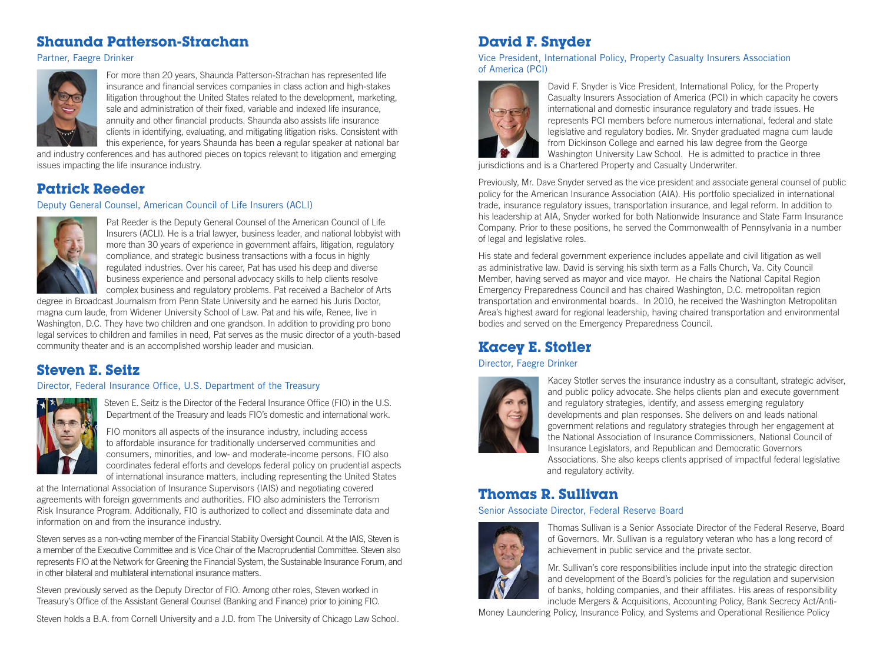## Shaunda Patterson-Strachan

Partner, Faegre Drinker

For more than 20 years, Shaunda Patterson-Strachan has represented life insurance and financial services companies in class action and high-stakes litigation throughout the United States related to the development, marketing, sale and administration of their fixed, variable and indexed life insurance, annuity and other financial products. Shaunda also assists life insurance clients in identifying, evaluating, and mitigating litigation risks. Consistent with this experience, for years Shaunda has been a regular speaker at national bar and industry conferences and has authored pieces on topics relevant to litigation and emerging issues impacting the life insurance industry.

## Patrick Reeder

Deputy General Counsel, American Council of Life Insurers (ACLI)

Pat Reeder is the Deputy General Counsel of the American Council of Life Insurers (ACLI). He is a trial lawyer, business leader, and national lobbyist with more than 30 years of experience in government affairs, litigation, regulatory compliance, and strategic business transactions with a focus in highly regulated industries. Over his career, Pat has used his deep and diverse business experience and personal advocacy skills to help clients resolve complex business and regulatory problems. Pat received a Bachelor of Arts degree in Broadcast Journalism from Penn State University and he earned his Juris Doctor, magna cum laude, from Widener University School of Law. Pat and his wife, Renee, live in Washington, D.C. They have two children and one grandson. In addition to providing pro bono legal services to children and families in need, Pat serves as the music director of a youth-based community theater and is an accomplished worship leader and musician.

## Steven E. Seitz

Director, Federal Insurance Office, U.S. Department of the Treasury

Steven E. Seitz is the Director of the Federal Insurance Office (FIO) in the U.S. Department of the Treasury and leads FIO's domestic and international work.

FIO monitors all aspects of the insurance industry, including access to affordable insurance for traditionally underserved communities and consumers, minorities, and low- and moderate-income persons. FIO also coordinates federal efforts and develops federal policy on prudential aspects of international insurance matters, including representing the United States at the International Association of Insurance Supervisors (IAIS) and negotiating covered agreements with foreign governments and authorities. FIO also administers the Terrorism Risk Insurance Program. Additionally, FIO is authorized to collect and disseminate data and information on and from the insurance industry.

Steven serves as a non-voting member of the Financial Stability Oversight Council. At the IAIS, Steven is a member of the Executive Committee and is Vice Chair of the Macroprudential Committee. Steven also represents FIO at the Network for Greening the Financial System, the Sustainable Insurance Forum, and in other bilateral and multilateral international insurance matters.

Steven previously served as the Deputy Director of FIO. Among other roles, Steven worked in Treasury's Office of the Assistant General Counsel (Banking and Finance) prior to joining FIO.

Steven holds a B.A. from Cornell University and a J.D. from The University of Chicago Law School.

## David F. Snyder

Vice President, International Policy, Property Casualty Insurers Association of America (PCI)

David F. Snyder is Vice President, International Policy, for the Property Casualty Insurers Association of America (PCI) in which capacity he covers international and domestic insurance regulatory and trade issues. He represents PCI members before numerous international, federal and state legislative and regulatory bodies. Mr. Snyder graduated magna cum laude from Dickinson College and earned his law degree from the George Washington University Law School. He is admitted to practice in three jurisdictions and is a Chartered Property and Casualty Underwriter.

Previously, Mr. Dave Snyder served as the vice president and associate general counsel of public policy for the American Insurance Association (AIA). His portfolio specialized in international trade, insurance regulatory issues, transportation insurance, and legal reform. In addition to his leadership at AIA, Snyder worked for both Nationwide Insurance and State Farm Insurance Company. Prior to these positions, he served the Commonwealth of Pennsylvania in a number of legal and legislative roles.

His state and federal government experience includes appellate and civil litigation as well as administrative law. David is serving his sixth term as a Falls Church, Va. City Council Member, having served as mayor and vice mayor. He chairs the National Capital Region Emergency Preparedness Council and has chaired Washington, D.C. metropolitan region transportation and environmental boards. In 2010, he received the Washington Metropolitan Area's highest award for regional leadership, having chaired transportation and environmental bodies and served on the Emergency Preparedness Council.

## Kacey E. Stotler

Director, Faegre Drinker

Kacey Stotler serves the insurance industry as a consultant, strategic adviser, and public policy advocate. She helps clients plan and execute government and regulatory strategies, identify, and assess emerging regulatory developments and plan responses. She delivers on and leads national government relations and regulatory strategies through her engagement at the National Association of Insurance Commissioners, National Council of Insurance Legislators, and Republican and Democratic Governors Associations. She also keeps clients apprised of impactful federal legislative and regulatory activity.

## Thomas R. Sullivan

Senior Associate Director, Federal Reserve Board

Thomas Sullivan is a Senior Associate Director of the Federal Reserve, Board of Governors. Mr. Sullivan is a regulatory veteran who has a long record of achievement in public service and the private sector.

Mr. Sullivan's core responsibilities include input into the strategic direction and development of the Board's policies for the regulation and supervision of banks, holding companies, and their affiliates. His areas of responsibility include Mergers & Acquisitions, Accounting Policy, Bank Secrecy Act/Anti-Money Laundering Policy, Insurance Policy, and Systems and Operational Resilience Policy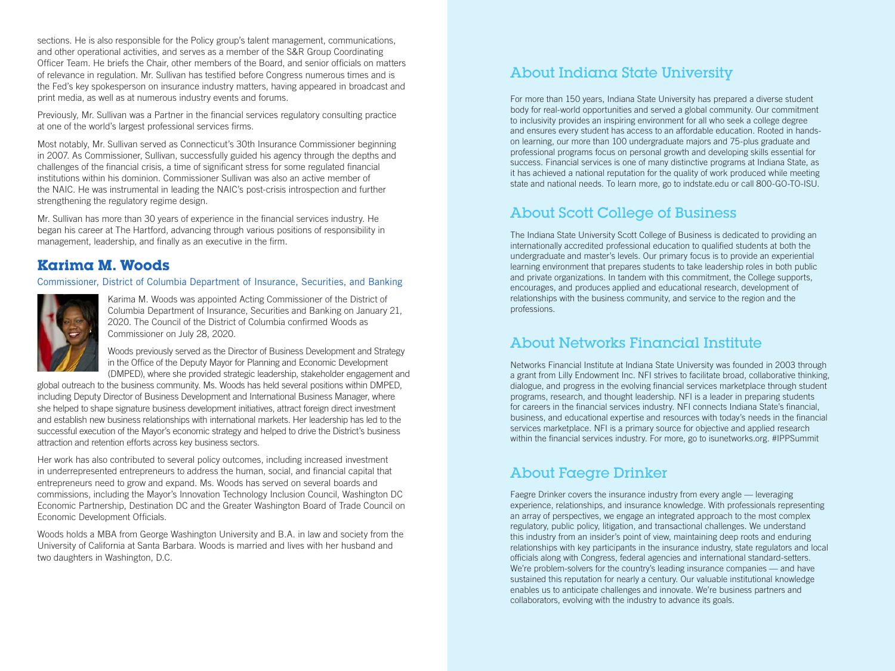sections. He is also responsible for the Policy group's talent management, communications, and other operational activities, and serves as a member of the S&R Group Coordinating Officer Team. He briefs the Chair, other members of the Board, and senior officials on matters of relevance in regulation. Mr. Sullivan has testified before Congress numerous times and is the Fed's key spokesperson on insurance industry matters, having appeared in broadcast and print media, as well as at numerous industry events and forums.

Previously, Mr. Sullivan was a Partner in the financial services regulatory consulting practice at one of the world's largest professional services firms.

Most notably, Mr. Sullivan served as Connecticut's 30th Insurance Commissioner beginning in 2007. As Commissioner, Sullivan, successfully guided his agency through the depths and challenges of the financial crisis, a time of significant stress for some regulated financial institutions within his dominion. Commissioner Sullivan was also an active member of the NAIC. He was instrumental in leading the NAIC's post-crisis introspection and further strengthening the regulatory regime design.

Mr. Sullivan has more than 30 years of experience in the financial services industry. He began his career at The Hartford, advancing through various positions of responsibility in management, leadership, and finally as an executive in the firm.

## Karima M. Woods

Commissioner, District of Columbia Department of Insurance, Securities, and Banking

Karima M. Woods was appointed Acting Commissioner of the District of Columbia Department of Insurance, Securities and Banking on January 21, 2020. The Council of the District of Columbia confirmed Woods as Commissioner on July 28, 2020.

Woods previously served as the Director of Business Development and Strategy in the Office of the Deputy Mayor for Planning and Economic Development (DMPED), where she provided strategic leadership, stakeholder engagement and global outreach to the business community. Ms. Woods has held several positions within DMPED, including Deputy Director of Business Development and International Business Manager, where she helped to shape signature business development initiatives, attract foreign direct investment and establish new business relationships with international markets. Her leadership has led to the successful execution of the Mayor's economic strategy and helped to drive the District's business attraction and retention efforts across key business sectors.

Her work has also contributed to several policy outcomes, including increased investment in underrepresented entrepreneurs to address the human, social, and financial capital that entrepreneurs need to grow and expand. Ms. Woods has served on several boards and commissions, including the Mayor's Innovation Technology Inclusion Council, Washington DC Economic Partnership, Destination DC and the Greater Washington Board of Trade Council on Economic Development Officials.

Woods holds a MBA from George Washington University and B.A. in law and society from the University of California at Santa Barbara. Woods is married and lives with her husband and two daughters in Washington, D.C.

## About Indiana State University

For more than 150 years, Indiana State University has prepared a diverse student body for real-world opportunities and served a global community. Our commitment to inclusivity provides an inspiring environment for all who seek a college degree and ensures every student has access to an affordable education. Rooted in hands-on learning, our more than 100 undergraduate majors and 75-plus graduate and professional programs focus on personal growth and developing skills essential for success. Financial services is one of many distinctive programs at Indiana State, as it has achieved a national reputation for the quality of work produced while meeting state and national needs. To learn more, go to indstate.edu or call 800-GO-TO-ISU.

## About Scott College of Business

The Indiana State University Scott College of Business is dedicated to providing an internationally accredited professional education to qualified students at both the undergraduate and master's levels. Our primary focus is to provide an experiential learning environment that prepares students to take leadership roles in both public and private organizations. In tandem with this commitment, the College supports, encourages, and produces applied and educational research, development of relationships with the business community, and service to the region and the professions.

## About Networks Financial Institute

Networks Financial Institute at Indiana State University was founded in 2003 through a grant from Lilly Endowment Inc. NFI strives to facilitate broad, collaborative thinking, dialogue, and progress in the evolving financial services marketplace through student programs, research, and thought leadership. NFI is a leader in preparing students for careers in the financial services industry. NFI connects Indiana State's financial, business, and educational expertise and resources with today's needs in the financial services marketplace. NFI is a primary source for objective and applied research within the financial services industry. For more, go to isunetworks.org. #IPPSummit

## About Faegre Drinker

Faegre Drinker covers the insurance industry from every angle — leveraging experience, relationships, and insurance knowledge. With professionals representing an array of perspectives, we engage an integrated approach to the most complex regulatory, public policy, litigation, and transactional challenges. We understand this industry from an insider's point of view, maintaining deep roots and enduring relationships with key participants in the insurance industry, state regulators and local officials along with Congress, federal agencies and international standard-setters. We're problem-solvers for the country's leading insurance companies — and have sustained this reputation for nearly a century. Our valuable institutional knowledge enables us to anticipate challenges and innovate. We're business partners and collaborators, evolving with the industry to advance its goals.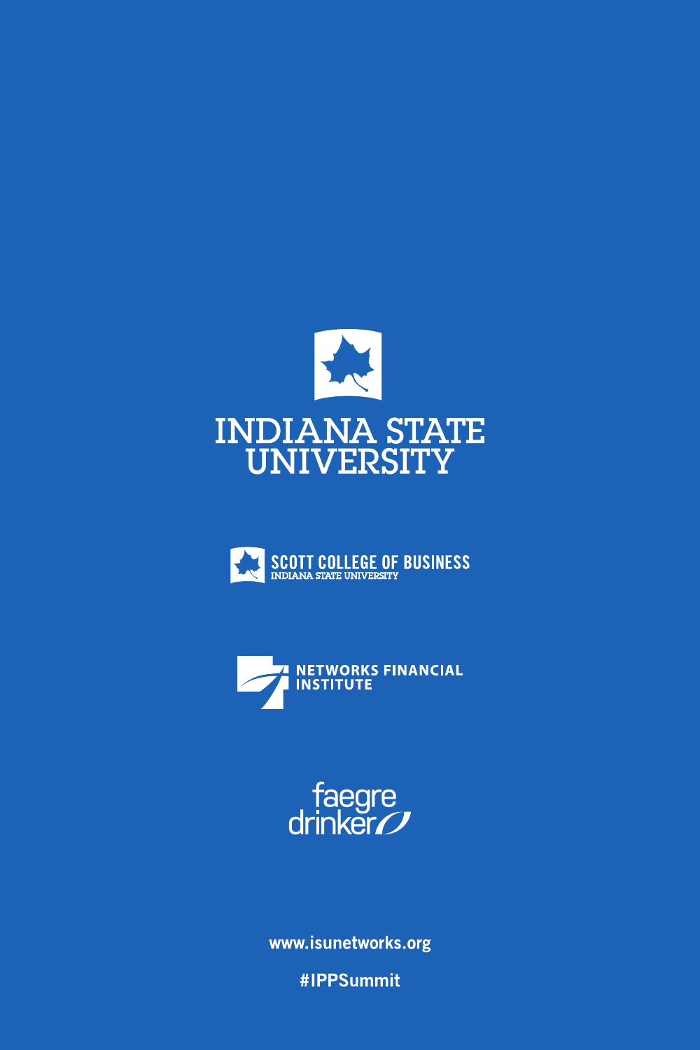INDIANA STATE UNIVERSITY

SCOTT COLLEGE OF BUSINESS
INDIANA STATE UNIVERSITY

NETWORKS FINANCIAL INSTITUTE

faegre drinker

www.isunetworks.org

#IPPSummit